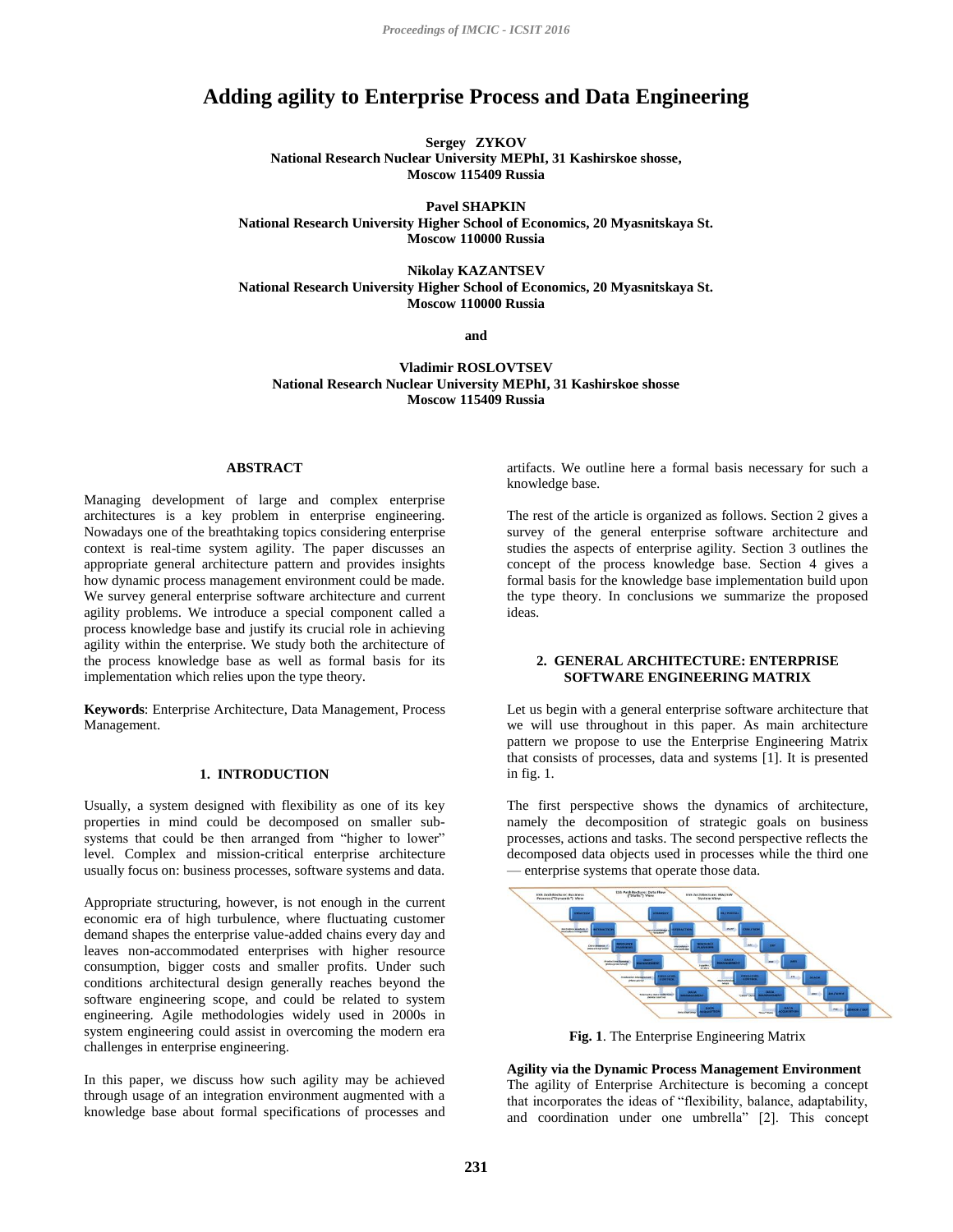# Adding agility to Enterprise Process and Data Engineering

**Sergey ZYKOV**
**National Research Nuclear University MEPhI, 31 Kashirskoe shosse, Moscow 115409 Russia**

**Pavel SHAPKIN**
**National Research University Higher School of Economics, 20 Myasnitskaya St. Moscow 110000 Russia**

**Nikolay KAZANTSEV**
**National Research University Higher School of Economics, 20 Myasnitskaya St. Moscow 110000 Russia**

**and**

**Vladimir ROSLOVTSEV**
**National Research Nuclear University MEPhI, 31 Kashirskoe shosse Moscow 115409 Russia**

## ABSTRACT

Managing development of large and complex enterprise architectures is a key problem in enterprise engineering. Nowadays one of the breathtaking topics considering enterprise context is real-time system agility. The paper discusses an appropriate general architecture pattern and provides insights how dynamic process management environment could be made. We survey general enterprise software architecture and current agility problems. We introduce a special component called a process knowledge base and justify its crucial role in achieving agility within the enterprise. We study both the architecture of the process knowledge base as well as formal basis for its implementation which relies upon the type theory.

**Keywords**: Enterprise Architecture, Data Management, Process Management.

## 1. INTRODUCTION

Usually, a system designed with flexibility as one of its key properties in mind could be decomposed on smaller sub-systems that could be then arranged from "higher to lower" level. Complex and mission-critical enterprise architecture usually focus on: business processes, software systems and data.

Appropriate structuring, however, is not enough in the current economic era of high turbulence, where fluctuating customer demand shapes the enterprise value-added chains every day and leaves non-accommodated enterprises with higher resource consumption, bigger costs and smaller profits. Under such conditions architectural design generally reaches beyond the software engineering scope, and could be related to system engineering. Agile methodologies widely used in 2000s in system engineering could assist in overcoming the modern era challenges in enterprise engineering.

In this paper, we discuss how such agility may be achieved through usage of an integration environment augmented with a knowledge base about formal specifications of processes and artifacts. We outline here a formal basis necessary for such a knowledge base.

The rest of the article is organized as follows. Section 2 gives a survey of the general enterprise software architecture and studies the aspects of enterprise agility. Section 3 outlines the concept of the process knowledge base. Section 4 gives a formal basis for the knowledge base implementation build upon the type theory. In conclusions we summarize the proposed ideas.

## 2. GENERAL ARCHITECTURE: ENTERPRISE SOFTWARE ENGINEERING MATRIX

Let us begin with a general enterprise software architecture that we will use throughout in this paper. As main architecture pattern we propose to use the Enterprise Engineering Matrix that consists of processes, data and systems [1]. It is presented in fig. 1.

The first perspective shows the dynamics of architecture, namely the decomposition of strategic goals on business processes, actions and tasks. The second perspective reflects the decomposed data objects used in processes while the third one — enterprise systems that operate those data.

**Fig. 1**. The Enterprise Engineering Matrix

**Agility via the Dynamic Process Management Environment**
The agility of Enterprise Architecture is becoming a concept that incorporates the ideas of "flexibility, balance, adaptability, and coordination under one umbrella" [2]. This concept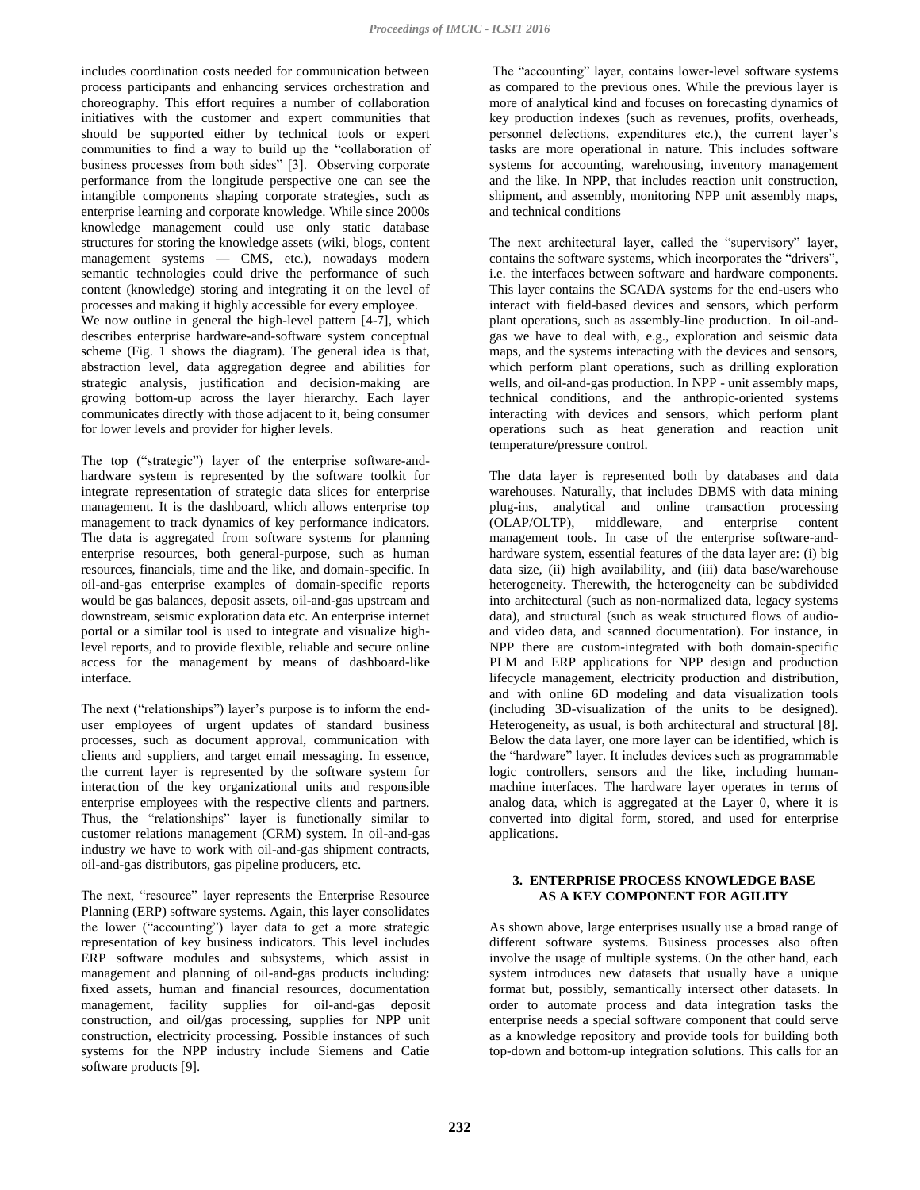includes coordination costs needed for communication between process participants and enhancing services orchestration and choreography. This effort requires a number of collaboration initiatives with the customer and expert communities that should be supported either by technical tools or expert communities to find a way to build up the "collaboration of business processes from both sides" [3]. Observing corporate performance from the longitude perspective one can see the intangible components shaping corporate strategies, such as enterprise learning and corporate knowledge. While since 2000s knowledge management could use only static database structures for storing the knowledge assets (wiki, blogs, content management systems — CMS, etc.), nowadays modern semantic technologies could drive the performance of such content (knowledge) storing and integrating it on the level of processes and making it highly accessible for every employee.

We now outline in general the high-level pattern [4-7], which describes enterprise hardware-and-software system conceptual scheme (Fig. 1 shows the diagram). The general idea is that, abstraction level, data aggregation degree and abilities for strategic analysis, justification and decision-making are growing bottom-up across the layer hierarchy. Each layer communicates directly with those adjacent to it, being consumer for lower levels and provider for higher levels.

The top ("strategic") layer of the enterprise software-and-hardware system is represented by the software toolkit for integrate representation of strategic data slices for enterprise management. It is the dashboard, which allows enterprise top management to track dynamics of key performance indicators. The data is aggregated from software systems for planning enterprise resources, both general-purpose, such as human resources, financials, time and the like, and domain-specific. In oil-and-gas enterprise examples of domain-specific reports would be gas balances, deposit assets, oil-and-gas upstream and downstream, seismic exploration data etc. An enterprise internet portal or a similar tool is used to integrate and visualize high-level reports, and to provide flexible, reliable and secure online access for the management by means of dashboard-like interface.

The next ("relationships") layer's purpose is to inform the end-user employees of urgent updates of standard business processes, such as document approval, communication with clients and suppliers, and target email messaging. In essence, the current layer is represented by the software system for interaction of the key organizational units and responsible enterprise employees with the respective clients and partners. Thus, the "relationships" layer is functionally similar to customer relations management (CRM) system. In oil-and-gas industry we have to work with oil-and-gas shipment contracts, oil-and-gas distributors, gas pipeline producers, etc.

The next, "resource" layer represents the Enterprise Resource Planning (ERP) software systems. Again, this layer consolidates the lower ("accounting") layer data to get a more strategic representation of key business indicators. This level includes ERP software modules and subsystems, which assist in management and planning of oil-and-gas products including: fixed assets, human and financial resources, documentation management, facility supplies for oil-and-gas deposit construction, and oil/gas processing, supplies for NPP unit construction, electricity processing. Possible instances of such systems for the NPP industry include Siemens and Catie software products [9].

The "accounting" layer, contains lower-level software systems as compared to the previous ones. While the previous layer is more of analytical kind and focuses on forecasting dynamics of key production indexes (such as revenues, profits, overheads, personnel defections, expenditures etc.), the current layer's tasks are more operational in nature. This includes software systems for accounting, warehousing, inventory management and the like. In NPP, that includes reaction unit construction, shipment, and assembly, monitoring NPP unit assembly maps, and technical conditions

The next architectural layer, called the "supervisory" layer, contains the software systems, which incorporates the "drivers", i.e. the interfaces between software and hardware components. This layer contains the SCADA systems for the end-users who interact with field-based devices and sensors, which perform plant operations, such as assembly-line production. In oil-and-gas we have to deal with, e.g., exploration and seismic data maps, and the systems interacting with the devices and sensors, which perform plant operations, such as drilling exploration wells, and oil-and-gas production. In NPP - unit assembly maps, technical conditions, and the anthropic-oriented systems interacting with devices and sensors, which perform plant operations such as heat generation and reaction unit temperature/pressure control.

The data layer is represented both by databases and data warehouses. Naturally, that includes DBMS with data mining plug-ins, analytical and online transaction processing (OLAP/OLTP), middleware, and enterprise content management tools. In case of the enterprise software-and-hardware system, essential features of the data layer are: (i) big data size, (ii) high availability, and (iii) data base/warehouse heterogeneity. Therewith, the heterogeneity can be subdivided into architectural (such as non-normalized data, legacy systems data), and structural (such as weak structured flows of audio- and video data, and scanned documentation). For instance, in NPP there are custom-integrated with both domain-specific PLM and ERP applications for NPP design and production lifecycle management, electricity production and distribution, and with online 6D modeling and data visualization tools (including 3D-visualization of the units to be designed). Heterogeneity, as usual, is both architectural and structural [8].

Below the data layer, one more layer can be identified, which is the "hardware" layer. It includes devices such as programmable logic controllers, sensors and the like, including human-machine interfaces. The hardware layer operates in terms of analog data, which is aggregated at the Layer 0, where it is converted into digital form, stored, and used for enterprise applications.

## 3. ENTERPRISE PROCESS KNOWLEDGE BASE AS A KEY COMPONENT FOR AGILITY

As shown above, large enterprises usually use a broad range of different software systems. Business processes also often involve the usage of multiple systems. On the other hand, each system introduces new datasets that usually have a unique format but, possibly, semantically intersect other datasets. In order to automate process and data integration tasks the enterprise needs a special software component that could serve as a knowledge repository and provide tools for building both top-down and bottom-up integration solutions. This calls for an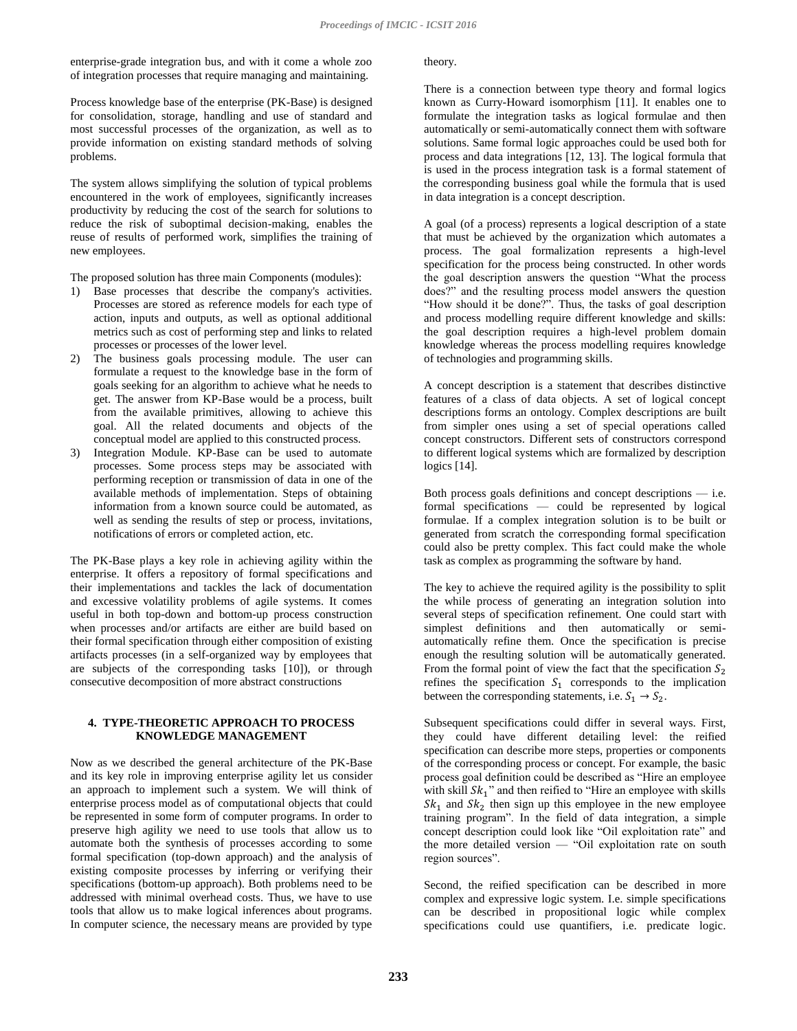enterprise-grade integration bus, and with it come a whole zoo of integration processes that require managing and maintaining.

Process knowledge base of the enterprise (PK-Base) is designed for consolidation, storage, handling and use of standard and most successful processes of the organization, as well as to provide information on existing standard methods of solving problems.

The system allows simplifying the solution of typical problems encountered in the work of employees, significantly increases productivity by reducing the cost of the search for solutions to reduce the risk of suboptimal decision-making, enables the reuse of results of performed work, simplifies the training of new employees.

The proposed solution has three main Components (modules):

1) Base processes that describe the company's activities. Processes are stored as reference models for each type of action, inputs and outputs, as well as optional additional metrics such as cost of performing step and links to related processes or processes of the lower level.
2) The business goals processing module. The user can formulate a request to the knowledge base in the form of goals seeking for an algorithm to achieve what he needs to get. The answer from KP-Base would be a process, built from the available primitives, allowing to achieve this goal. All the related documents and objects of the conceptual model are applied to this constructed process.
3) Integration Module. KP-Base can be used to automate processes. Some process steps may be associated with performing reception or transmission of data in one of the available methods of implementation. Steps of obtaining information from a known source could be automated, as well as sending the results of step or process, invitations, notifications of errors or completed action, etc.

The PK-Base plays a key role in achieving agility within the enterprise. It offers a repository of formal specifications and their implementations and tackles the lack of documentation and excessive volatility problems of agile systems. It comes useful in both top-down and bottom-up process construction when processes and/or artifacts are either are build based on their formal specification through either composition of existing artifacts processes (in a self-organized way by employees that are subjects of the corresponding tasks [10]), or through consecutive decomposition of more abstract constructions

## 4. TYPE-THEORETIC APPROACH TO PROCESS KNOWLEDGE MANAGEMENT

Now as we described the general architecture of the PK-Base and its key role in improving enterprise agility let us consider an approach to implement such a system. We will think of enterprise process model as of computational objects that could be represented in some form of computer programs. In order to preserve high agility we need to use tools that allow us to automate both the synthesis of processes according to some formal specification (top-down approach) and the analysis of existing composite processes by inferring or verifying their specifications (bottom-up approach). Both problems need to be addressed with minimal overhead costs. Thus, we have to use tools that allow us to make logical inferences about programs. In computer science, the necessary means are provided by type theory.

There is a connection between type theory and formal logics known as Curry-Howard isomorphism [11]. It enables one to formulate the integration tasks as logical formulae and then automatically or semi-automatically connect them with software solutions. Same formal logic approaches could be used both for process and data integrations [12, 13]. The logical formula that is used in the process integration task is a formal statement of the corresponding business goal while the formula that is used in data integration is a concept description.

A goal (of a process) represents a logical description of a state that must be achieved by the organization which automates a process. The goal formalization represents a high-level specification for the process being constructed. In other words the goal description answers the question "What the process does?" and the resulting process model answers the question "How should it be done?". Thus, the tasks of goal description and process modelling require different knowledge and skills: the goal description requires a high-level problem domain knowledge whereas the process modelling requires knowledge of technologies and programming skills.

A concept description is a statement that describes distinctive features of a class of data objects. A set of logical concept descriptions forms an ontology. Complex descriptions are built from simpler ones using a set of special operations called concept constructors. Different sets of constructors correspond to different logical systems which are formalized by description logics [14].

Both process goals definitions and concept descriptions — i.e. formal specifications — could be represented by logical formulae. If a complex integration solution is to be built or generated from scratch the corresponding formal specification could also be pretty complex. This fact could make the whole task as complex as programming the software by hand.

The key to achieve the required agility is the possibility to split the while process of generating an integration solution into several steps of specification refinement. One could start with simplest definitions and then automatically or semi-automatically refine them. Once the specification is precise enough the resulting solution will be automatically generated. From the formal point of view the fact that the specification $S_2$ refines the specification $S_1$ corresponds to the implication between the corresponding statements, i.e. $S_1 \rightarrow S_2$.

Subsequent specifications could differ in several ways. First, they could have different detailing level: the reified specification can describe more steps, properties or components of the corresponding process or concept. For example, the basic process goal definition could be described as "Hire an employee with skill $Sk_1$" and then reified to "Hire an employee with skills $Sk_1$ and $Sk_2$ then sign up this employee in the new employee training program". In the field of data integration, a simple concept description could look like "Oil exploitation rate" and the more detailed version — "Oil exploitation rate on south region sources".

Second, the reified specification can be described in more complex and expressive logic system. I.e. simple specifications can be described in propositional logic while complex specifications could use quantifiers, i.e. predicate logic.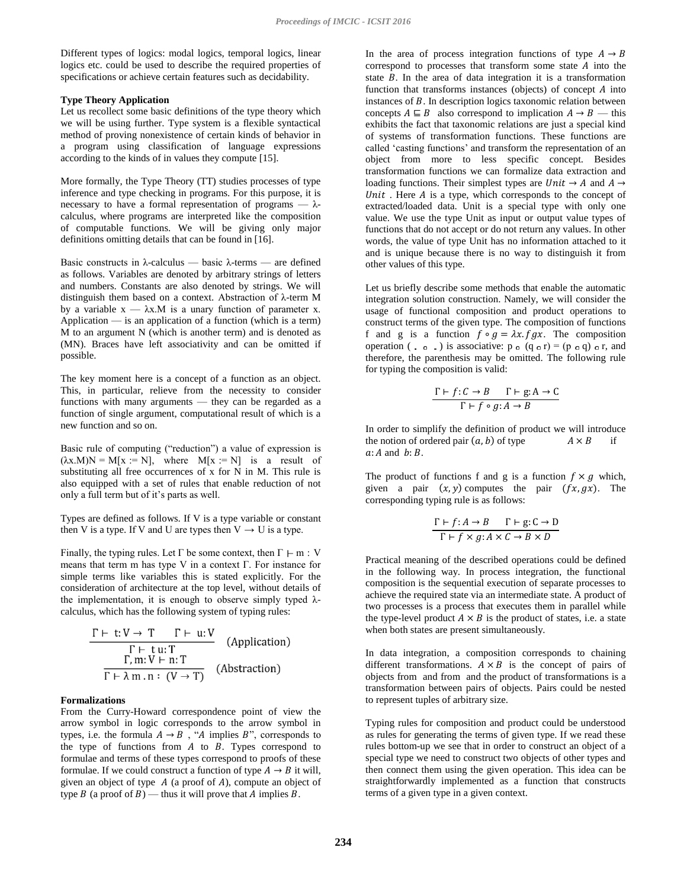Different types of logics: modal logics, temporal logics, linear logics etc. could be used to describe the required properties of specifications or achieve certain features such as decidability.

**Type Theory Application**

Let us recollect some basic definitions of the type theory which we will be using further. Type system is a flexible syntactical method of proving nonexistence of certain kinds of behavior in a program using classification of language expressions according to the kinds of in values they compute [15].

More formally, the Type Theory (TT) studies processes of type inference and type checking in programs. For this purpose, it is necessary to have a formal representation of programs — λ-calculus, where programs are interpreted like the composition of computable functions. We will be giving only major definitions omitting details that can be found in [16].

Basic constructs in λ-calculus — basic λ-terms — are defined as follows. Variables are denoted by arbitrary strings of letters and numbers. Constants are also denoted by strings. We will distinguish them based on a context. Abstraction of λ-term M by a variable x — λx.M is a unary function of parameter x. Application — is an application of a function (which is a term) M to an argument N (which is another term) and is denoted as (MN). Braces have left associativity and can be omitted if possible.

The key moment here is a concept of a function as an object. This, in particular, relieve from the necessity to consider functions with many arguments — they can be regarded as a function of single argument, computational result of which is a new function and so on.

Basic rule of computing ("reduction") a value of expression is $(\lambda x.M)N = M[x := N]$, where $M[x := N]$ is a result of substituting all free occurrences of x for N in M. This rule is also equipped with a set of rules that enable reduction of not only a full term but of it's parts as well.

Types are defined as follows. If V is a type variable or constant then V is a type. If V and U are types then $V \rightarrow U$ is a type.

Finally, the typing rules. Let Γ be some context, then $\Gamma \vdash m : V$ means that term m has type V in a context Γ. For instance for simple terms like variables this is stated explicitly. For the consideration of architecture at the top level, without details of the implementation, it is enough to observe simply typed λ-calculus, which has the following system of typing rules:

$$\frac{\Gamma \vdash t: V \rightarrow T \qquad \Gamma \vdash u: V}{\Gamma \vdash t\,u: T} \quad \text{(Application)}$$

$$\frac{\Gamma, m: V \vdash n: T}{\Gamma \vdash \lambda\, m\,.\, n : (V \rightarrow T)} \quad \text{(Abstraction)}$$

**Formalizations**

From the Curry-Howard correspondence point of view the arrow symbol in logic corresponds to the arrow symbol in types, i.e. the formula $A \rightarrow B$, "$A$ implies $B$", corresponds to the type of functions from $A$ to $B$. Types correspond to formulae and terms of these types correspond to proofs of these formulae. If we could construct a function of type $A \rightarrow B$ it will, given an object of type $A$ (a proof of $A$), compute an object of type $B$ (a proof of $B$) — thus it will prove that $A$ implies $B$.

In the area of process integration functions of type $A \rightarrow B$ correspond to processes that transform some state $A$ into the state $B$. In the area of data integration it is a transformation function that transforms instances (objects) of concept $A$ into instances of $B$. In description logics taxonomic relation between concepts $A \sqsubseteq B$ also correspond to implication $A \rightarrow B$ — this exhibits the fact that taxonomic relations are just a special kind of systems of transformation functions. These functions are called 'casting functions' and transform the representation of an object from more to less specific concept. Besides transformation functions we can formalize data extraction and loading functions. Their simplest types are $Unit \rightarrow A$ and $A \rightarrow Unit$. Here $A$ is a type, which corresponds to the concept of extracted/loaded data. Unit is a special type with only one value. We use the type Unit as input or output value types of functions that do not accept or do not return any values. In other words, the value of type Unit has no information attached to it and is unique because there is no way to distinguish it from other values of this type.

Let us briefly describe some methods that enable the automatic integration solution construction. Namely, we will consider the usage of functional composition and product operations to construct terms of the given type. The composition of functions f and g is a function $f \circ g = \lambda x. fgx$. The composition operation ( . ∘ . ) is associative: $p \circ (q \circ r) = (p \circ q) \circ r$, and therefore, the parenthesis may be omitted. The following rule for typing the composition is valid:

$$\frac{\Gamma \vdash f: C \rightarrow B \qquad \Gamma \vdash g: A \rightarrow C}{\Gamma \vdash f \circ g: A \rightarrow B}$$

In order to simplify the definition of product we will introduce the notion of ordered pair $(a, b)$ of type $A \times B$ if $a: A$ and $b: B$.

The product of functions f and g is a function $f \times g$ which, given a pair $(x, y)$ computes the pair $(fx, gx)$. The corresponding typing rule is as follows:

$$\frac{\Gamma \vdash f: A \rightarrow B \qquad \Gamma \vdash g: C \rightarrow D}{\Gamma \vdash f \times g: A \times C \rightarrow B \times D}$$

Practical meaning of the described operations could be defined in the following way. In process integration, the functional composition is the sequential execution of separate processes to achieve the required state via an intermediate state. A product of two processes is a process that executes them in parallel while the type-level product $A \times B$ is the product of states, i.e. a state when both states are present simultaneously.

In data integration, a composition corresponds to chaining different transformations. $A \times B$ is the concept of pairs of objects from and from and the product of transformations is a transformation between pairs of objects. Pairs could be nested to represent tuples of arbitrary size.

Typing rules for composition and product could be understood as rules for generating the terms of given type. If we read these rules bottom-up we see that in order to construct an object of a special type we need to construct two objects of other types and then connect them using the given operation. This idea can be straightforwardly implemented as a function that constructs terms of a given type in a given context.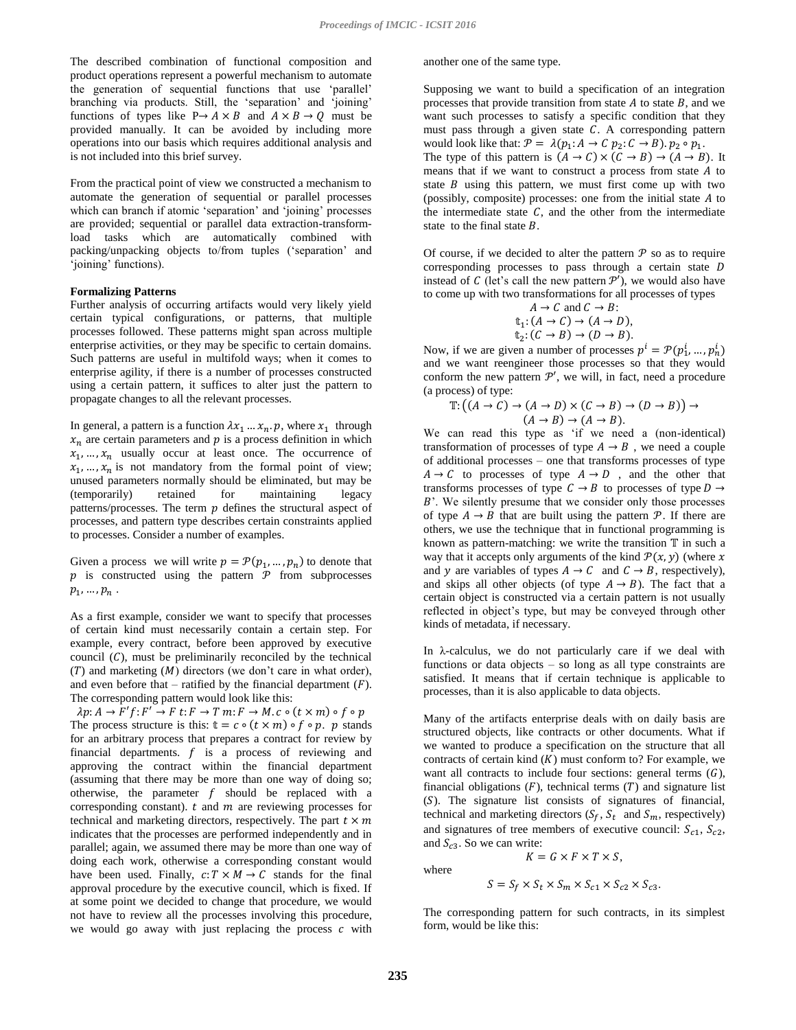The described combination of functional composition and product operations represent a powerful mechanism to automate the generation of sequential functions that use 'parallel' branching via products. Still, the 'separation' and 'joining' functions of types like $P \to A \times B$ and $A \times B \to Q$ must be provided manually. It can be avoided by including more operations into our basis which requires additional analysis and is not included into this brief survey.

From the practical point of view we constructed a mechanism to automate the generation of sequential or parallel processes which can branch if atomic 'separation' and 'joining' processes are provided; sequential or parallel data extraction-transform-load tasks which are automatically combined with packing/unpacking objects to/from tuples ('separation' and 'joining' functions).

**Formalizing Patterns**

Further analysis of occurring artifacts would very likely yield certain typical configurations, or patterns, that multiple processes followed. These patterns might span across multiple enterprise activities, or they may be specific to certain domains. Such patterns are useful in multifold ways; when it comes to enterprise agility, if there is a number of processes constructed using a certain pattern, it suffices to alter just the pattern to propagate changes to all the relevant processes.

In general, a pattern is a function $\lambda x_1 \dots x_n . p$, where $x_1$ through $x_n$ are certain parameters and $p$ is a process definition in which $x_1, \dots, x_n$ usually occur at least once. The occurrence of $x_1, \dots, x_n$ is not mandatory from the formal point of view; unused parameters normally should be eliminated, but may be (temporarily) retained for maintaining legacy patterns/processes. The term $p$ defines the structural aspect of processes, and pattern type describes certain constraints applied to processes. Consider a number of examples.

Given a process we will write $p = \mathcal{P}(p_1, \dots, p_n)$ to denote that $p$ is constructed using the pattern $\mathcal{P}$ from subprocesses $p_1, \dots, p_n$ .

As a first example, consider we want to specify that processes of certain kind must necessarily contain a certain step. For example, every contract, before been approved by executive council ($C$), must be preliminarily reconciled by the technical ($T$) and marketing ($M$) directors (we don't care in what order), and even before that – ratified by the financial department ($F$). The corresponding pattern would look like this:

$$\lambda p{:}\, A \to F' f{:}\, F' \to F\ t{:}\, F \to T\ m{:}\, F \to M.\, c \circ (t \times m) \circ f \circ p$$

The process structure is this: $\mathbb{t} = c \circ (t \times m) \circ f \circ p$. $p$ stands for an arbitrary process that prepares a contract for review by financial departments. $f$ is a process of reviewing and approving the contract within the financial department (assuming that there may be more than one way of doing so; otherwise, the parameter $f$ should be replaced with a corresponding constant). $t$ and $m$ are reviewing processes for technical and marketing directors, respectively. The part $t \times m$ indicates that the processes are performed independently and in parallel; again, we assumed there may be more than one way of doing each work, otherwise a corresponding constant would have been used. Finally, $c{:}\, T \times M \to C$ stands for the final approval procedure by the executive council, which is fixed. If at some point we decided to change that procedure, we would not have to review all the processes involving this procedure, we would go away with just replacing the process $c$ with another one of the same type.

Supposing we want to build a specification of an integration processes that provide transition from state $A$ to state $B$, and we want such processes to satisfy a specific condition that they must pass through a given state $C$. A corresponding pattern would look like that: $\mathcal{P} = \lambda(p_1{:}\, A \to C\ p_2{:}\, C \to B).\, p_2 \circ p_1$.

The type of this pattern is $(A \to C) \times (C \to B) \to (A \to B)$. It means that if we want to construct a process from state $A$ to state $B$ using this pattern, we must first come up with two (possibly, composite) processes: one from the initial state $A$ to the intermediate state $C$, and the other from the intermediate state to the final state $B$.

Of course, if we decided to alter the pattern $\mathcal{P}$ so as to require corresponding processes to pass through a certain state $D$ instead of $C$ (let's call the new pattern $\mathcal{P}'$), we would also have to come up with two transformations for all processes of types

$$A \to C \text{ and } C \to B:$$
$$\mathbb{t}_1{:}\, (A \to C) \to (A \to D),$$
$$\mathbb{t}_2{:}\, (C \to B) \to (D \to B).$$

Now, if we are given a number of processes $p^i = \mathcal{P}(p_1^i, \dots, p_n^i)$ and we want reengineer those processes so that they would conform the new pattern $\mathcal{P}'$, we will, in fact, need a procedure (a process) of type:

$$\mathbb{T}{:}\, \big((A \to C) \to (A \to D) \times (C \to B) \to (D \to B)\big) \to (A \to B) \to (A \to B).$$

We can read this type as 'if we need a (non-identical) transformation of processes of type $A \to B$ , we need a couple of additional processes – one that transforms processes of type $A \to C$ to processes of type $A \to D$ , and the other that transforms processes of type $C \to B$ to processes of type $D \to B$'. We silently presume that we consider only those processes of type $A \to B$ that are built using the pattern $\mathcal{P}$. If there are others, we use the technique that in functional programming is known as pattern-matching: we write the transition $\mathbb{T}$ in such a way that it accepts only arguments of the kind $\mathcal{P}(x, y)$ (where $x$ and $y$ are variables of types $A \to C$ and $C \to B$, respectively), and skips all other objects (of type $A \to B$). The fact that a certain object is constructed via a certain pattern is not usually reflected in object's type, but may be conveyed through other kinds of metadata, if necessary.

In λ-calculus, we do not particularly care if we deal with functions or data objects – so long as all type constraints are satisfied. It means that if certain technique is applicable to processes, than it is also applicable to data objects.

Many of the artifacts enterprise deals with on daily basis are structured objects, like contracts or other documents. What if we wanted to produce a specification on the structure that all contracts of certain kind ($K$) must conform to? For example, we want all contracts to include four sections: general terms ($G$), financial obligations ($F$), technical terms ($T$) and signature list ($S$). The signature list consists of signatures of financial, technical and marketing directors ($S_f$, $S_t$ and $S_m$, respectively) and signatures of tree members of executive council: $S_{c1}$, $S_{c2}$, and $S_{c3}$. So we can write:

$$K = G \times F \times T \times S,$$

where

$$S = S_f \times S_t \times S_m \times S_{c1} \times S_{c2} \times S_{c3}.$$

The corresponding pattern for such contracts, in its simplest form, would be like this: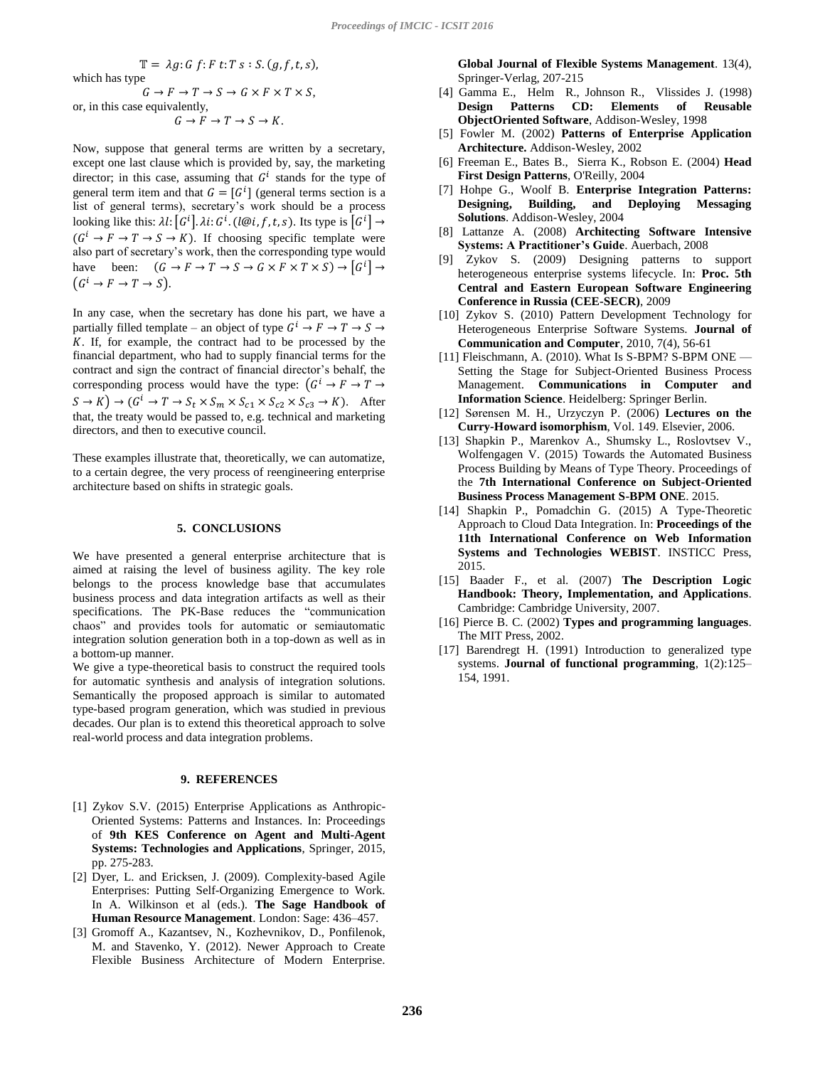$$\mathbb{T} = \lambda g{:}G\ f{:}F\ t{:}T\ s : S.(g,f,t,s),$$

which has type

$$G \to F \to T \to S \to G \times F \times T \times S,$$

or, in this case equivalently,

$$G \to F \to T \to S \to K.$$

Now, suppose that general terms are written by a secretary, except one last clause which is provided by, say, the marketing director; in this case, assuming that $G^i$ stands for the type of general term item and that $G = [G^i]$ (general terms section is a list of general terms), secretary's work should be a process looking like this: $\lambda l{:}[G^i].\lambda i{:}G^i.(l@i,f,t,s)$. Its type is $[G^i] \to (G^i \to F \to T \to S \to K)$. If choosing specific template were also part of secretary's work, then the corresponding type would have been: $(G \to F \to T \to S \to G \times F \times T \times S) \to [G^i] \to (G^i \to F \to T \to S)$.

In any case, when the secretary has done his part, we have a partially filled template – an object of type $G^i \to F \to T \to S \to K$. If, for example, the contract had to be processed by the financial department, who had to supply financial terms for the contract and sign the contract of financial director's behalf, the corresponding process would have the type: $(G^i \to F \to T \to S \to K) \to (G^i \to T \to S_t \times S_m \times S_{c1} \times S_{c2} \times S_{c3} \to K)$. After that, the treaty would be passed to, e.g. technical and marketing directors, and then to executive council.

These examples illustrate that, theoretically, we can automatize, to a certain degree, the very process of reengineering enterprise architecture based on shifts in strategic goals.

## 5. CONCLUSIONS

We have presented a general enterprise architecture that is aimed at raising the level of business agility. The key role belongs to the process knowledge base that accumulates business process and data integration artifacts as well as their specifications. The PK-Base reduces the "communication chaos" and provides tools for automatic or semiautomatic integration solution generation both in a top-down as well as in a bottom-up manner.

We give a type-theoretical basis to construct the required tools for automatic synthesis and analysis of integration solutions. Semantically the proposed approach is similar to automated type-based program generation, which was studied in previous decades. Our plan is to extend this theoretical approach to solve real-world process and data integration problems.

## 9. REFERENCES

[1] Zykov S.V. (2015) Enterprise Applications as Anthropic-Oriented Systems: Patterns and Instances. In: Proceedings of **9th KES Conference on Agent and Multi-Agent Systems: Technologies and Applications**, Springer, 2015, pp. 275-283.

[2] Dyer, L. and Ericksen, J. (2009). Complexity-based Agile Enterprises: Putting Self-Organizing Emergence to Work. In A. Wilkinson et al (eds.). **The Sage Handbook of Human Resource Management**. London: Sage: 436–457.

[3] Gromoff A., Kazantsev, N., Kozhevnikov, D., Ponfilenok, M. and Stavenko, Y. (2012). Newer Approach to Create Flexible Business Architecture of Modern Enterprise. **Global Journal of Flexible Systems Management**. 13(4), Springer-Verlag, 207-215

[4] Gamma E., Helm R., Johnson R., Vlissides J. (1998) **Design Patterns CD: Elements of Reusable ObjectOriented Software**, Addison-Wesley, 1998

[5] Fowler M. (2002) **Patterns of Enterprise Application Architecture.** Addison-Wesley, 2002

[6] Freeman E., Bates B., Sierra K., Robson E. (2004) **Head First Design Patterns**, O'Reilly, 2004

[7] Hohpe G., Woolf B. **Enterprise Integration Patterns: Designing, Building, and Deploying Messaging Solutions**. Addison-Wesley, 2004

[8] Lattanze A. (2008) **Architecting Software Intensive Systems: A Practitioner's Guide**. Auerbach, 2008

[9] Zykov S. (2009) Designing patterns to support heterogeneous enterprise systems lifecycle. In: **Proc. 5th Central and Eastern European Software Engineering Conference in Russia (CEE-SECR)**, 2009

[10] Zykov S. (2010) Pattern Development Technology for Heterogeneous Enterprise Software Systems. **Journal of Communication and Computer**, 2010, 7(4), 56-61

[11] Fleischmann, A. (2010). What Is S-BPM? S-BPM ONE — Setting the Stage for Subject-Oriented Business Process Management. **Communications in Computer and Information Science**. Heidelberg: Springer Berlin.

[12] Sørensen M. H., Urzyczyn P. (2006) **Lectures on the Curry-Howard isomorphism**, Vol. 149. Elsevier, 2006.

[13] Shapkin P., Marenkov A., Shumsky L., Roslovtsev V., Wolfengagen V. (2015) Towards the Automated Business Process Building by Means of Type Theory. Proceedings of the **7th International Conference on Subject-Oriented Business Process Management S-BPM ONE**. 2015.

[14] Shapkin P., Pomadchin G. (2015) A Type-Theoretic Approach to Cloud Data Integration. In: **Proceedings of the 11th International Conference on Web Information Systems and Technologies WEBIST**. INSTICC Press, 2015.

[15] Baader F., et al. (2007) **The Description Logic Handbook: Theory, Implementation, and Applications**. Cambridge: Cambridge University, 2007.

[16] Pierce B. C. (2002) **Types and programming languages**. The MIT Press, 2002.

[17] Barendregt H. (1991) Introduction to generalized type systems. **Journal of functional programming**, 1(2):125–154, 1991.